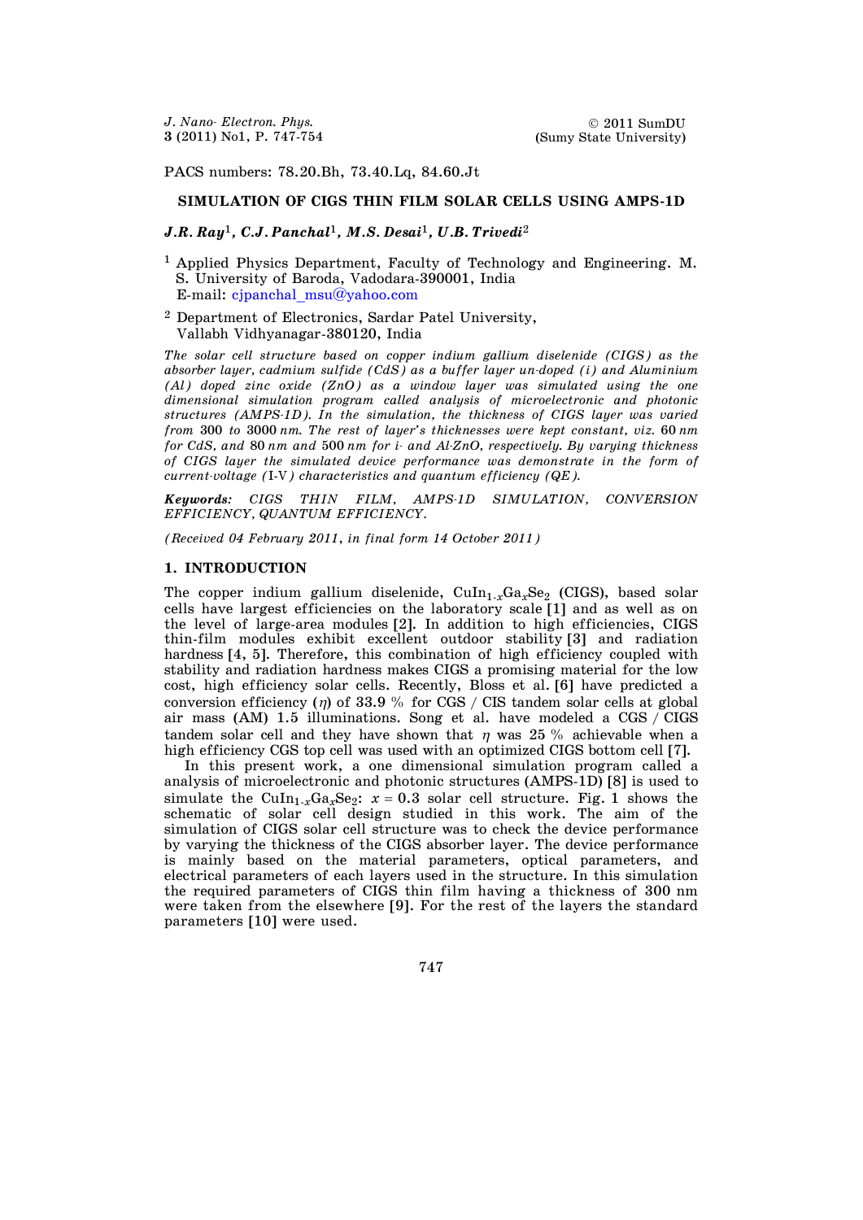PACS numbers: 78.20.Bh, 73.40.Lq, 84.60.Jt

# SIMULATION OF CIGS THIN FILM SOLAR CELLS USING AMPS-1D

***J.R. Ray*[1], *C.J. Panchal*[1], *M.S. Desai*[1], *U.B. Trivedi*[2]**

[1] Applied Physics Department, Faculty of Technology and Engineering. M. S. University of Baroda, Vadodara-390001, India
E-mail: cjpanchal_msu@yahoo.com

[2] Department of Electronics, Sardar Patel University, Vallabh Vidhyanagar-380120, India

*The solar cell structure based on copper indium gallium diselenide (CIGS) as the absorber layer, cadmium sulfide (CdS) as a buffer layer un-doped (i) and Aluminium (Al) doped zinc oxide (ZnO) as a window layer was simulated using the one dimensional simulation program called analysis of microelectronic and photonic structures (AMPS-1D). In the simulation, the thickness of CIGS layer was varied from* 300 *to* 3000 *nm. The rest of layer's thicknesses were kept constant, viz.* 60 *nm for CdS, and* 80 *nm and* 500 *nm for i- and Al-ZnO, respectively. By varying thickness of CIGS layer the simulated device performance was demonstrate in the form of current-voltage (*I-V*) characteristics and quantum efficiency (QE).*

***Keywords:*** *CIGS THIN FILM, AMPS-1D SIMULATION, CONVERSION EFFICIENCY, QUANTUM EFFICIENCY.*

*(Received 04 February 2011, in final form 14 October 2011)*

## 1. INTRODUCTION

The copper indium gallium diselenide, $CuIn_{1-x}Ga_xSe_2$ (CIGS), based solar cells have largest efficiencies on the laboratory scale [1] and as well as on the level of large-area modules [2]. In addition to high efficiencies, CIGS thin-film modules exhibit excellent outdoor stability [3] and radiation hardness [4, 5]. Therefore, this combination of high efficiency coupled with stability and radiation hardness makes CIGS a promising material for the low cost, high efficiency solar cells. Recently, Bloss et al. [6] have predicted a conversion efficiency ($\eta$) of 33.9 % for CGS / CIS tandem solar cells at global air mass (AM) 1.5 illuminations. Song et al. have modeled a CGS / CIGS tandem solar cell and they have shown that $\eta$ was 25 % achievable when a high efficiency CGS top cell was used with an optimized CIGS bottom cell [7].

In this present work, a one dimensional simulation program called a analysis of microelectronic and photonic structures (AMPS-1D) [8] is used to simulate the $CuIn_{1-x}Ga_xSe_2$: $x = 0.3$ solar cell structure. Fig. 1 shows the schematic of solar cell design studied in this work. The aim of the simulation of CIGS solar cell structure was to check the device performance by varying the thickness of the CIGS absorber layer. The device performance is mainly based on the material parameters, optical parameters, and electrical parameters of each layers used in the structure. In this simulation the required parameters of CIGS thin film having a thickness of 300 nm were taken from the elsewhere [9]. For the rest of the layers the standard parameters [10] were used.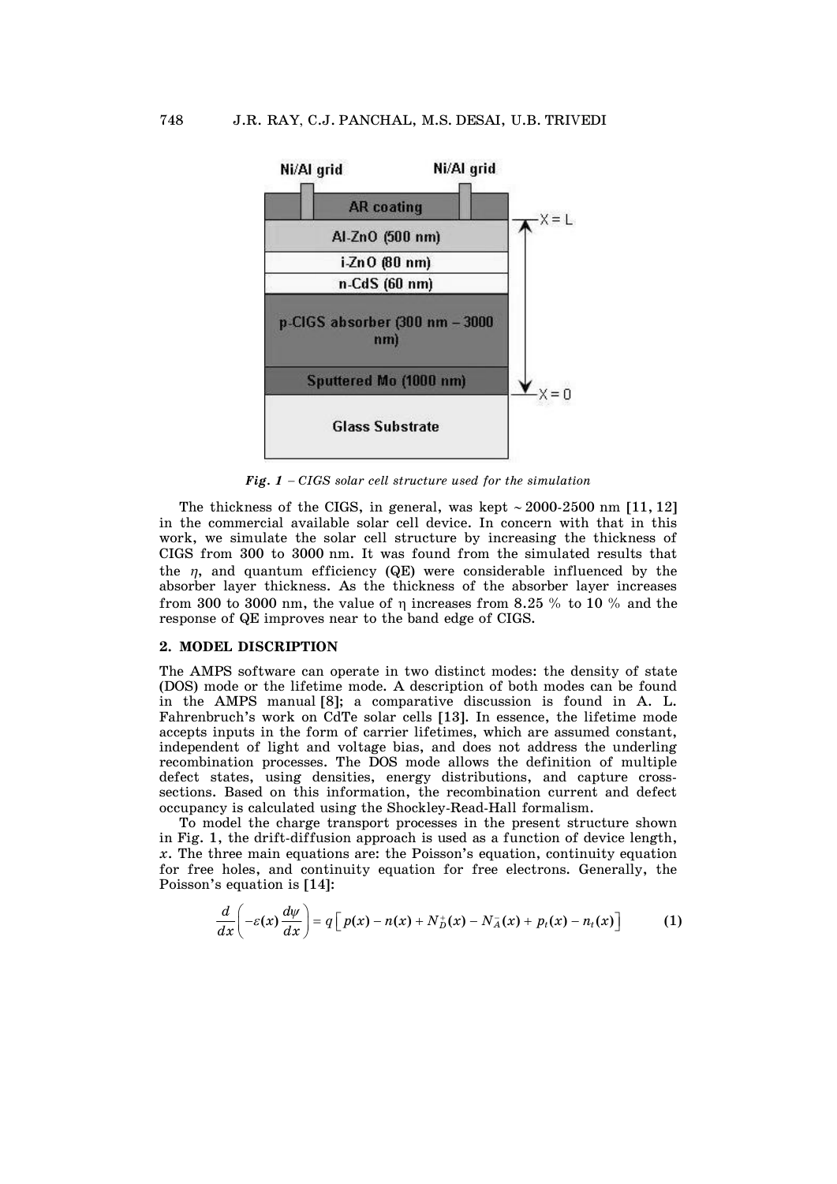*Fig. 1 – CIGS solar cell structure used for the simulation*

The thickness of the CIGS, in general, was kept ~ 2000-2500 nm [11, 12] in the commercial available solar cell device. In concern with that in this work, we simulate the solar cell structure by increasing the thickness of CIGS from 300 to 3000 nm. It was found from the simulated results that the $\eta$, and quantum efficiency (QE) were considerable influenced by the absorber layer thickness. As the thickness of the absorber layer increases from 300 to 3000 nm, the value of $\eta$ increases from 8.25 % to 10 % and the response of QE improves near to the band edge of CIGS.

## 2. MODEL DISCRIPTION

The AMPS software can operate in two distinct modes: the density of state (DOS) mode or the lifetime mode. A description of both modes can be found in the AMPS manual [8]; a comparative discussion is found in A. L. Fahrenbruch's work on CdTe solar cells [13]. In essence, the lifetime mode accepts inputs in the form of carrier lifetimes, which are assumed constant, independent of light and voltage bias, and does not address the underling recombination processes. The DOS mode allows the definition of multiple defect states, using densities, energy distributions, and capture cross-sections. Based on this information, the recombination current and defect occupancy is calculated using the Shockley-Read-Hall formalism.

To model the charge transport processes in the present structure shown in Fig. 1, the drift-diffusion approach is used as a function of device length, $x$. The three main equations are: the Poisson's equation, continuity equation for free holes, and continuity equation for free electrons. Generally, the Poisson's equation is [14]:

$$\frac{d}{dx}\left(-\varepsilon(x)\frac{d\psi}{dx}\right) = q\left[\,p(x) - n(x) + N_D^{+}(x) - N_A^{-}(x) + p_t(x) - n_t(x)\right] \qquad (1)$$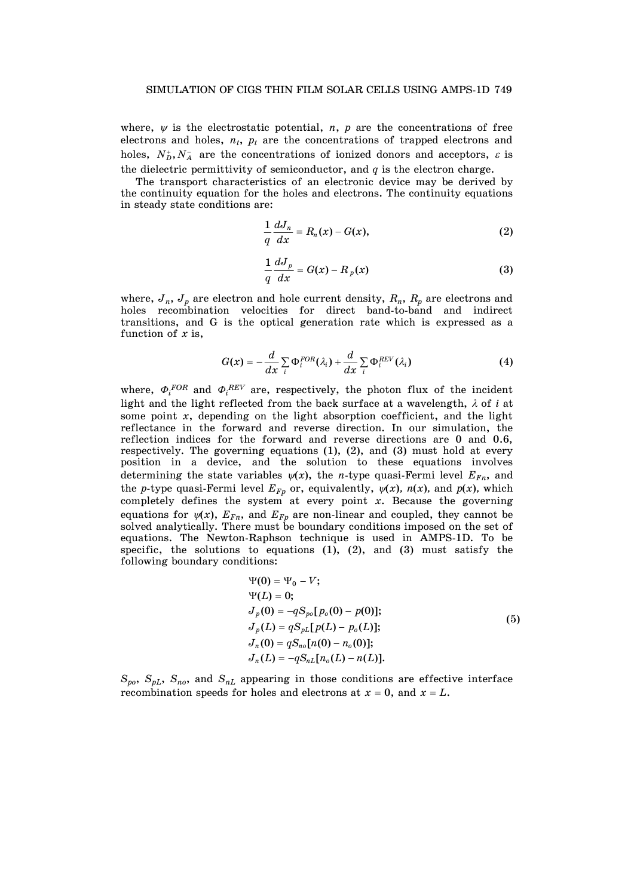where, $\psi$ is the electrostatic potential, $n$, $p$ are the concentrations of free electrons and holes, $n_t$, $p_t$ are the concentrations of trapped electrons and holes, $N_D^+, N_A^-$ are the concentrations of ionized donors and acceptors, $\varepsilon$ is the dielectric permittivity of semiconductor, and $q$ is the electron charge.

The transport characteristics of an electronic device may be derived by the continuity equation for the holes and electrons. The continuity equations in steady state conditions are:

$$\frac{1}{q}\frac{dJ_n}{dx} = R_n(x) - G(x), \tag{2}$$

$$\frac{1}{q}\frac{dJ_p}{dx} = G(x) - R_p(x) \tag{3}$$

where, $J_n$, $J_p$ are electron and hole current density, $R_n$, $R_p$ are electrons and holes recombination velocities for direct band-to-band and indirect transitions, and G is the optical generation rate which is expressed as a function of $x$ is,

$$G(x) = -\frac{d}{dx}\sum_i \Phi_i^{FOR}(\lambda_i) + \frac{d}{dx}\sum_i \Phi_i^{REV}(\lambda_i) \tag{4}$$

where, $\Phi_i^{FOR}$ and $\Phi_i^{REV}$ are, respectively, the photon flux of the incident light and the light reflected from the back surface at a wavelength, $\lambda$ of $i$ at some point $x$, depending on the light absorption coefficient, and the light reflectance in the forward and reverse direction. In our simulation, the reflection indices for the forward and reverse directions are 0 and 0.6, respectively. The governing equations (1), (2), and (3) must hold at every position in a device, and the solution to these equations involves determining the state variables $\psi(x)$, the $n$-type quasi-Fermi level $E_{Fn}$, and the $p$-type quasi-Fermi level $E_{Fp}$ or, equivalently, $\psi(x)$, $n(x)$, and $p(x)$, which completely defines the system at every point $x$. Because the governing equations for $\psi(x)$, $E_{Fn}$, and $E_{Fp}$ are non-linear and coupled, they cannot be solved analytically. There must be boundary conditions imposed on the set of equations. The Newton-Raphson technique is used in AMPS-1D. To be specific, the solutions to equations (1), (2), and (3) must satisfy the following boundary conditions:

$$\begin{aligned}
&\Psi(0) = \Psi_0 - V;\\
&\Psi(L) = 0;\\
&J_p(0) = -qS_{po}[p_o(0) - p(0)];\\
&J_p(L) = qS_{pL}[p(L) - p_o(L)];\\
&J_n(0) = qS_{no}[n(0) - n_o(0)];\\
&J_n(L) = -qS_{nL}[n_o(L) - n(L)].
\end{aligned} \tag{5}$$

$S_{po}$, $S_{pL}$, $S_{no}$, and $S_{nL}$ appearing in those conditions are effective interface recombination speeds for holes and electrons at $x = 0$, and $x = L$.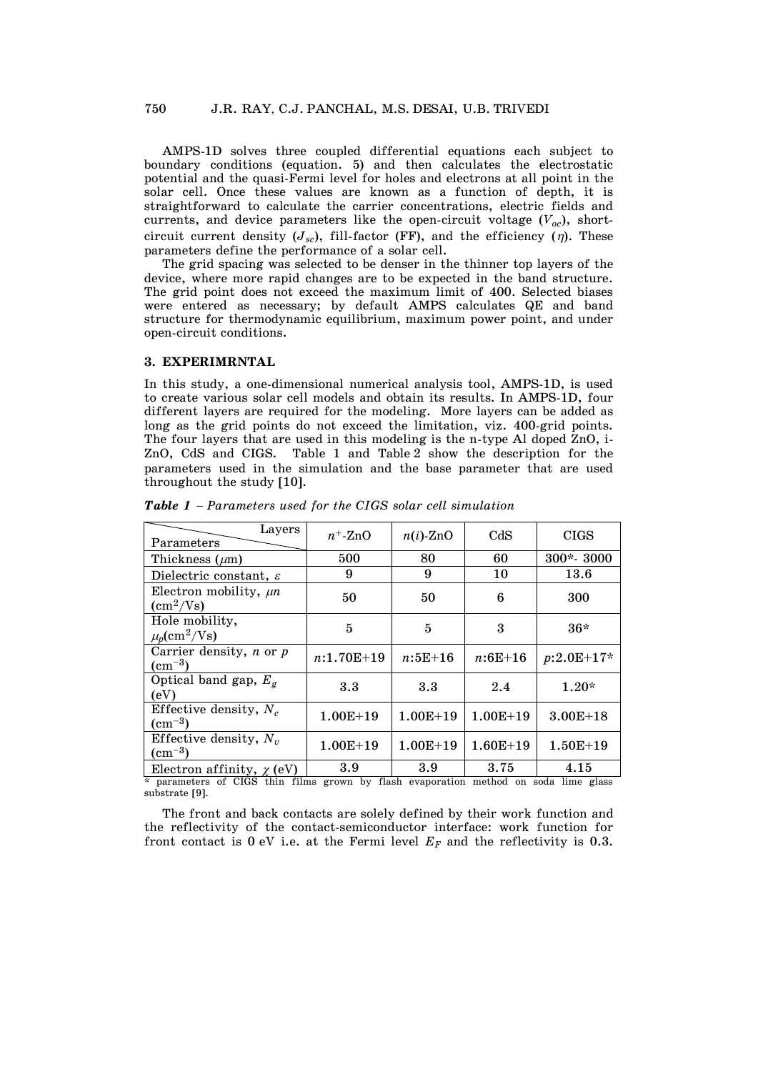AMPS-1D solves three coupled differential equations each subject to boundary conditions (equation. 5) and then calculates the electrostatic potential and the quasi-Fermi level for holes and electrons at all point in the solar cell. Once these values are known as a function of depth, it is straightforward to calculate the carrier concentrations, electric fields and currents, and device parameters like the open-circuit voltage ($V_{oc}$), short-circuit current density ($J_{sc}$), fill-factor (FF), and the efficiency ($\eta$). These parameters define the performance of a solar cell.

The grid spacing was selected to be denser in the thinner top layers of the device, where more rapid changes are to be expected in the band structure. The grid point does not exceed the maximum limit of 400. Selected biases were entered as necessary; by default AMPS calculates QE and band structure for thermodynamic equilibrium, maximum power point, and under open-circuit conditions.

## 3. EXPERIMRNTAL

In this study, a one-dimensional numerical analysis tool, AMPS-1D, is used to create various solar cell models and obtain its results. In AMPS-1D, four different layers are required for the modeling. More layers can be added as long as the grid points do not exceed the limitation, viz. 400-grid points. The four layers that are used in this modeling is the n-type Al doped ZnO, i-ZnO, CdS and CIGS. Table 1 and Table 2 show the description for the parameters used in the simulation and the base parameter that are used throughout the study [10].

***Table 1*** *– Parameters used for the CIGS solar cell simulation*

| Parameters / Layers | $n^+$-ZnO | $n(i)$-ZnO | CdS | CIGS |
|---|---|---|---|---|
| Thickness ($\mu$m) | 500 | 80 | 60 | 300*- 3000 |
| Dielectric constant, $\varepsilon$ | 9 | 9 | 10 | 13.6 |
| Electron mobility, $\mu n$ (cm$^2$/Vs) | 50 | 50 | 6 | 300 |
| Hole mobility, $\mu_p$(cm$^2$/Vs) | 5 | 5 | 3 | 36* |
| Carrier density, $n$ or $p$ (cm$^{-3}$) | $n$:1.70E+19 | $n$:5E+16 | $n$:6E+16 | $p$:2.0E+17* |
| Optical band gap, $E_g$ (eV) | 3.3 | 3.3 | 2.4 | 1.20* |
| Effective density, $N_c$ (cm$^{-3}$) | 1.00E+19 | 1.00E+19 | 1.00E+19 | 3.00E+18 |
| Effective density, $N_v$ (cm$^{-3}$) | 1.00E+19 | 1.00E+19 | 1.60E+19 | 1.50E+19 |
| Electron affinity, $\chi$ (eV) | 3.9 | 3.9 | 3.75 | 4.15 |

\* parameters of CIGS thin films grown by flash evaporation method on soda lime glass substrate [9].

The front and back contacts are solely defined by their work function and the reflectivity of the contact-semiconductor interface: work function for front contact is 0 eV i.e. at the Fermi level $E_F$ and the reflectivity is 0.3.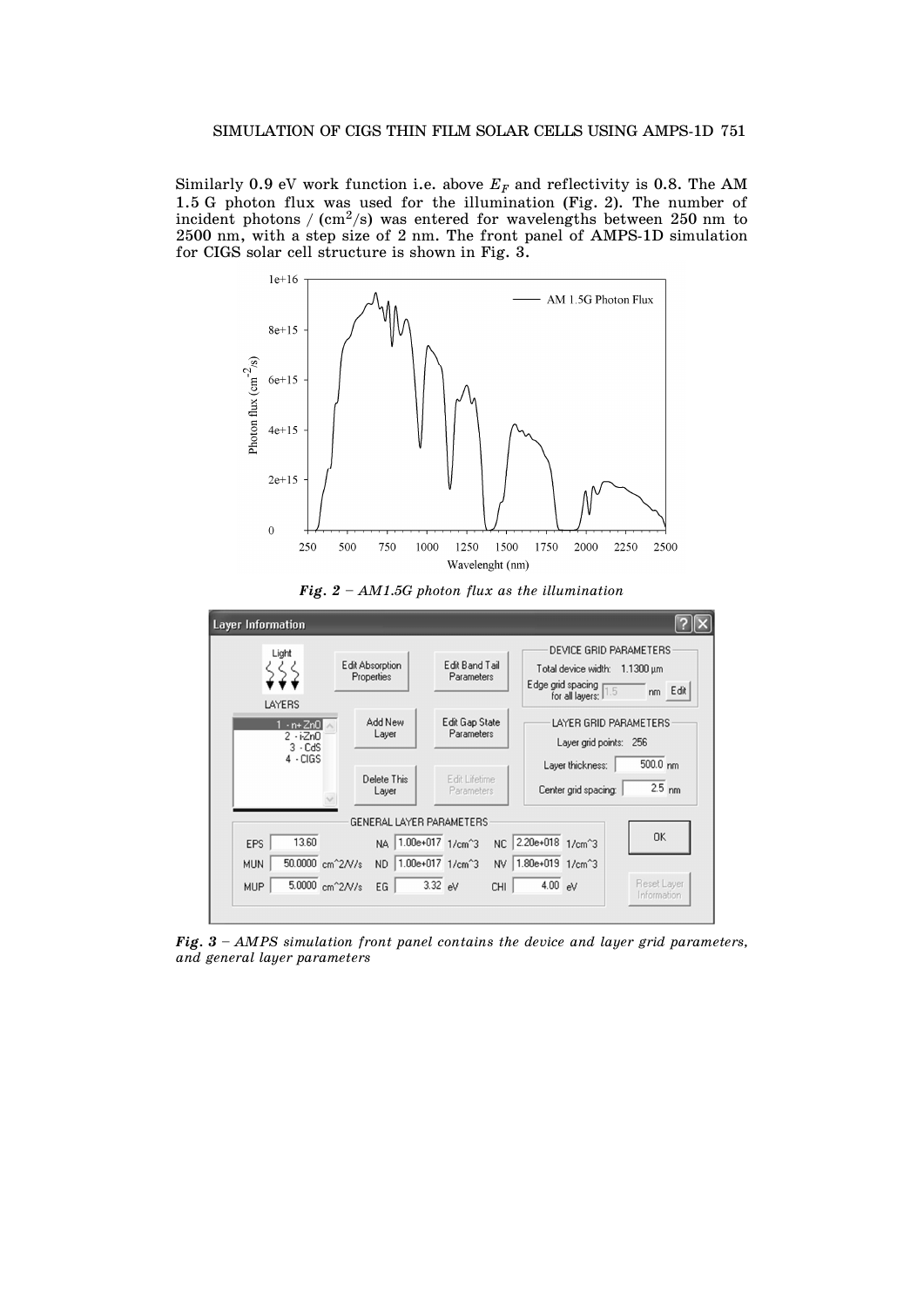Similarly 0.9 eV work function i.e. above $E_F$ and reflectivity is 0.8. The AM 1.5 G photon flux was used for the illumination (Fig. 2). The number of incident photons / (cm$^2$/s) was entered for wavelengths between 250 nm to 2500 nm, with a step size of 2 nm. The front panel of AMPS-1D simulation for CIGS solar cell structure is shown in Fig. 3.

***Fig. 2** – AM1.5G photon flux as the illumination*

***Fig. 3** – AMPS simulation front panel contains the device and layer grid parameters, and general layer parameters*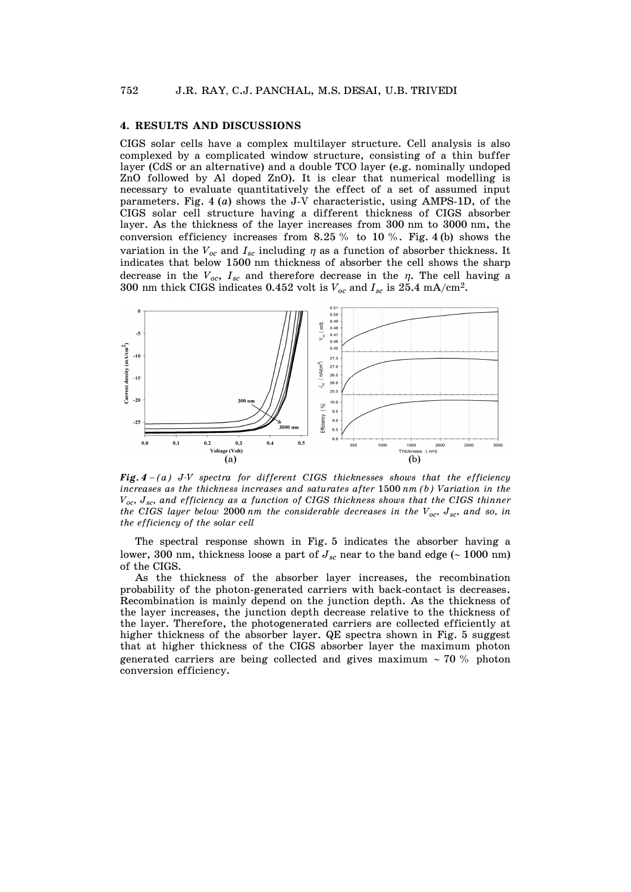## 4. RESULTS AND DISCUSSIONS

CIGS solar cells have a complex multilayer structure. Cell analysis is also complexed by a complicated window structure, consisting of a thin buffer layer (CdS or an alternative) and a double TCO layer (e.g. nominally undoped ZnO followed by Al doped ZnO). It is clear that numerical modelling is necessary to evaluate quantitatively the effect of a set of assumed input parameters. Fig. 4 (*a*) shows the J-V characteristic, using AMPS-1D, of the CIGS solar cell structure having a different thickness of CIGS absorber layer. As the thickness of the layer increases from 300 nm to 3000 nm, the conversion efficiency increases from 8.25 % to 10 %. Fig. 4 (b) shows the variation in the $V_{oc}$ and $I_{sc}$ including $\eta$ as a function of absorber thickness. It indicates that below 1500 nm thickness of absorber the cell shows the sharp decrease in the $V_{oc}$, $I_{sc}$ and therefore decrease in the $\eta$. The cell having a 300 nm thick CIGS indicates 0.452 volt is $V_{oc}$ and $I_{sc}$ is 25.4 mA/cm$^2$.

***Fig. 4** – (a) J-V spectra for different CIGS thicknesses shows that the efficiency increases as the thickness increases and saturates after 1500 nm (b) Variation in the $V_{oc}$, $J_{sc}$, and efficiency as a function of CIGS thickness shows that the CIGS thinner the CIGS layer below 2000 nm the considerable decreases in the $V_{oc}$, $J_{sc}$, and so, in the efficiency of the solar cell*

The spectral response shown in Fig. 5 indicates the absorber having a lower, 300 nm, thickness loose a part of $J_{sc}$ near to the band edge (~ 1000 nm) of the CIGS.

As the thickness of the absorber layer increases, the recombination probability of the photon-generated carriers with back-contact is decreases. Recombination is mainly depend on the junction depth. As the thickness of the layer increases, the junction depth decrease relative to the thickness of the layer. Therefore, the photogenerated carriers are collected efficiently at higher thickness of the absorber layer. QE spectra shown in Fig. 5 suggest that at higher thickness of the CIGS absorber layer the maximum photon generated carriers are being collected and gives maximum ~ 70 % photon conversion efficiency.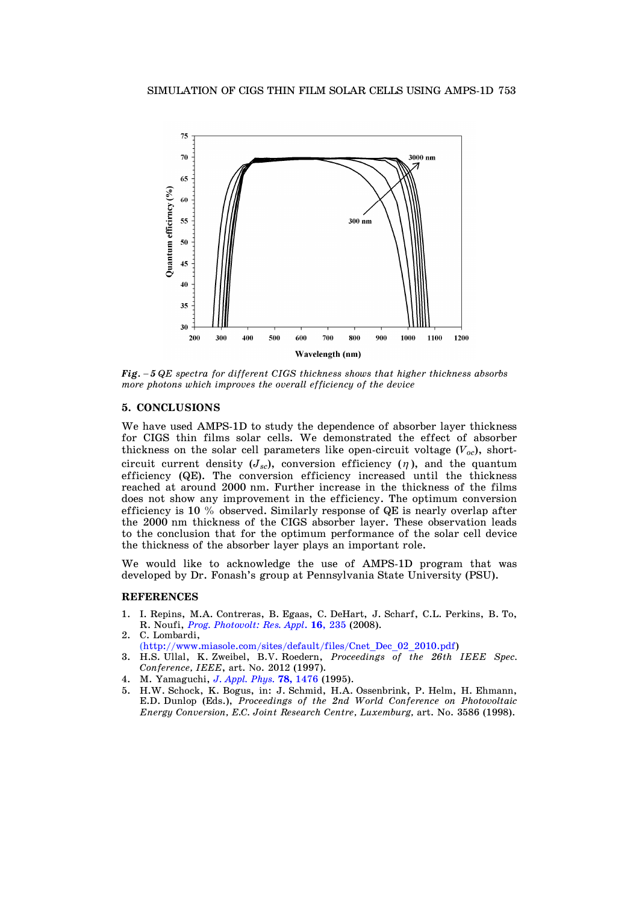*Fig. – 5 QE spectra for different CIGS thickness shows that higher thickness absorbs more photons which improves the overall efficiency of the device*

## 5. CONCLUSIONS

We have used AMPS-1D to study the dependence of absorber layer thickness for CIGS thin films solar cells. We demonstrated the effect of absorber thickness on the solar cell parameters like open-circuit voltage ($V_{oc}$), short-circuit current density ($J_{sc}$), conversion efficiency ($\eta$), and the quantum efficiency (QE). The conversion efficiency increased until the thickness reached at around 2000 nm. Further increase in the thickness of the films does not show any improvement in the efficiency. The optimum conversion efficiency is 10 % observed. Similarly response of QE is nearly overlap after the 2000 nm thickness of the CIGS absorber layer. These observation leads to the conclusion that for the optimum performance of the solar cell device the thickness of the absorber layer plays an important role.

We would like to acknowledge the use of AMPS-1D program that was developed by Dr. Fonash's group at Pennsylvania State University (PSU).

## REFERENCES

1. I. Repins, M.A. Contreras, B. Egaas, C. DeHart, J. Scharf, C.L. Perkins, B. To, R. Noufi, *Prog. Photovolt: Res. Appl.* **16**, 235 (2008).
2. C. Lombardi, (http://www.miasole.com/sites/default/files/Cnet_Dec_02_2010.pdf)
3. H.S. Ullal, K. Zweibel, B.V. Roedern, *Proceedings of the 26th IEEE Spec. Conference, IEEE*, art. No. 2012 (1997).
4. M. Yamaguchi, *J. Appl. Phys.* **78**, 1476 (1995).
5. H.W. Schock, K. Bogus, in: J. Schmid, H.A. Ossenbrink, P. Helm, H. Ehmann, E.D. Dunlop (Eds.), *Proceedings of the 2nd World Conference on Photovoltaic Energy Conversion, E.C. Joint Research Centre, Luxemburg*, art. No. 3586 (1998).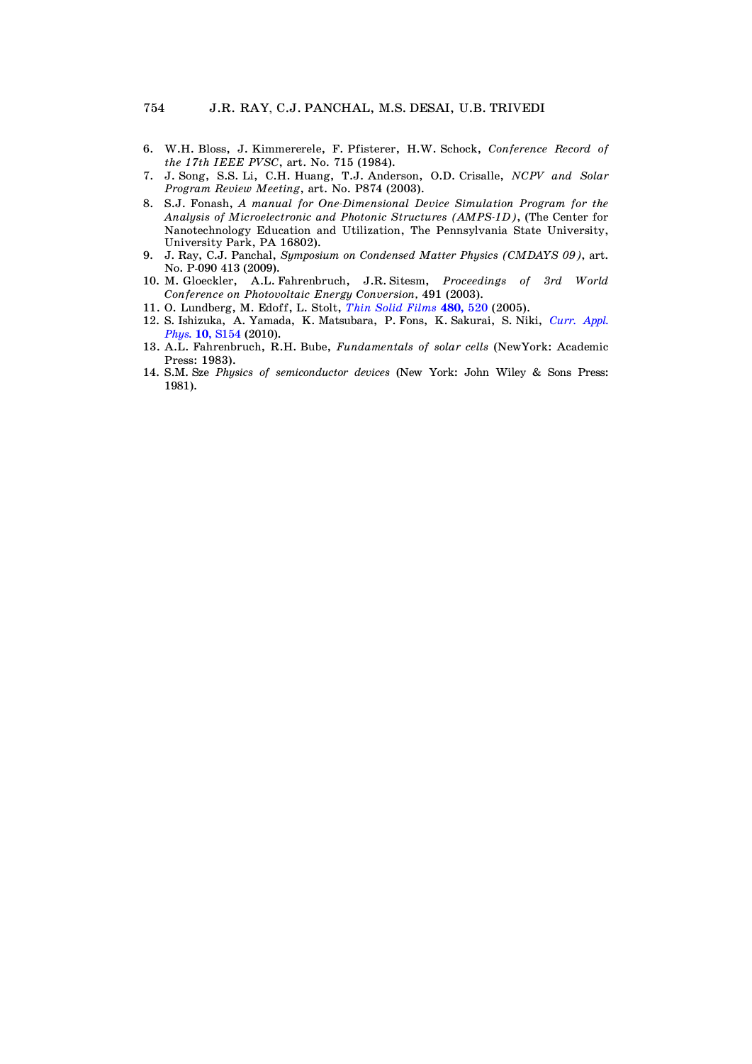6. W.H. Bloss, J. Kimmererele, F. Pfisterer, H.W. Schock, *Conference Record of the 17th IEEE PVSC*, art. No. 715 (1984).
7. J. Song, S.S. Li, C.H. Huang, T.J. Anderson, O.D. Crisalle, *NCPV and Solar Program Review Meeting*, art. No. P874 (2003).
8. S.J. Fonash, *A manual for One-Dimensional Device Simulation Program for the Analysis of Microelectronic and Photonic Structures (AMPS-1D)*, (The Center for Nanotechnology Education and Utilization, The Pennsylvania State University, University Park, PA 16802).
9. J. Ray, C.J. Panchal, *Symposium on Condensed Matter Physics (CMDAYS 09)*, art. No. P-090 413 (2009).
10. M. Gloeckler, A.L. Fahrenbruch, J.R. Sitesm, *Proceedings of 3rd World Conference on Photovoltaic Energy Conversion*, 491 (2003).
11. O. Lundberg, M. Edoff, L. Stolt, *Thin Solid Films* **480,** 520 (2005).
12. S. Ishizuka, A. Yamada, K. Matsubara, P. Fons, K. Sakurai, S. Niki, *Curr. Appl. Phys.* **10,** S154 (2010).
13. A.L. Fahrenbruch, R.H. Bube, *Fundamentals of solar cells* (NewYork: Academic Press: 1983).
14. S.M. Sze *Physics of semiconductor devices* (New York: John Wiley & Sons Press: 1981).